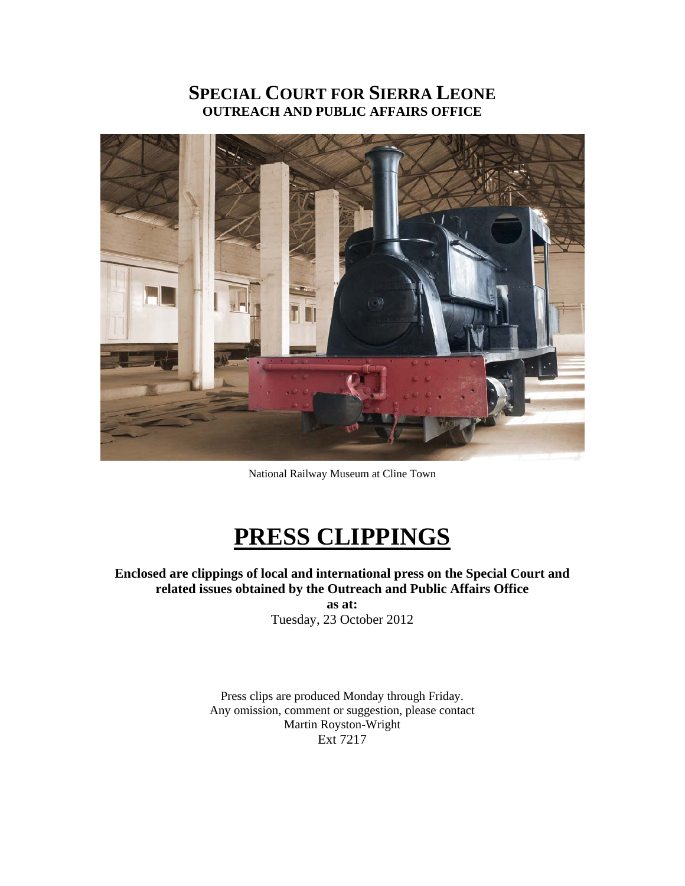# SPECIAL COURT FOR SIERRA LEONE
## OUTREACH AND PUBLIC AFFAIRS OFFICE

National Railway Museum at Cline Town

# PRESS CLIPPINGS

**Enclosed are clippings of local and international press on the Special Court and related issues obtained by the Outreach and Public Affairs Office**

**as at:**

Tuesday, 23 October 2012

Press clips are produced Monday through Friday.
Any omission, comment or suggestion, please contact
Martin Royston-Wright
Ext 7217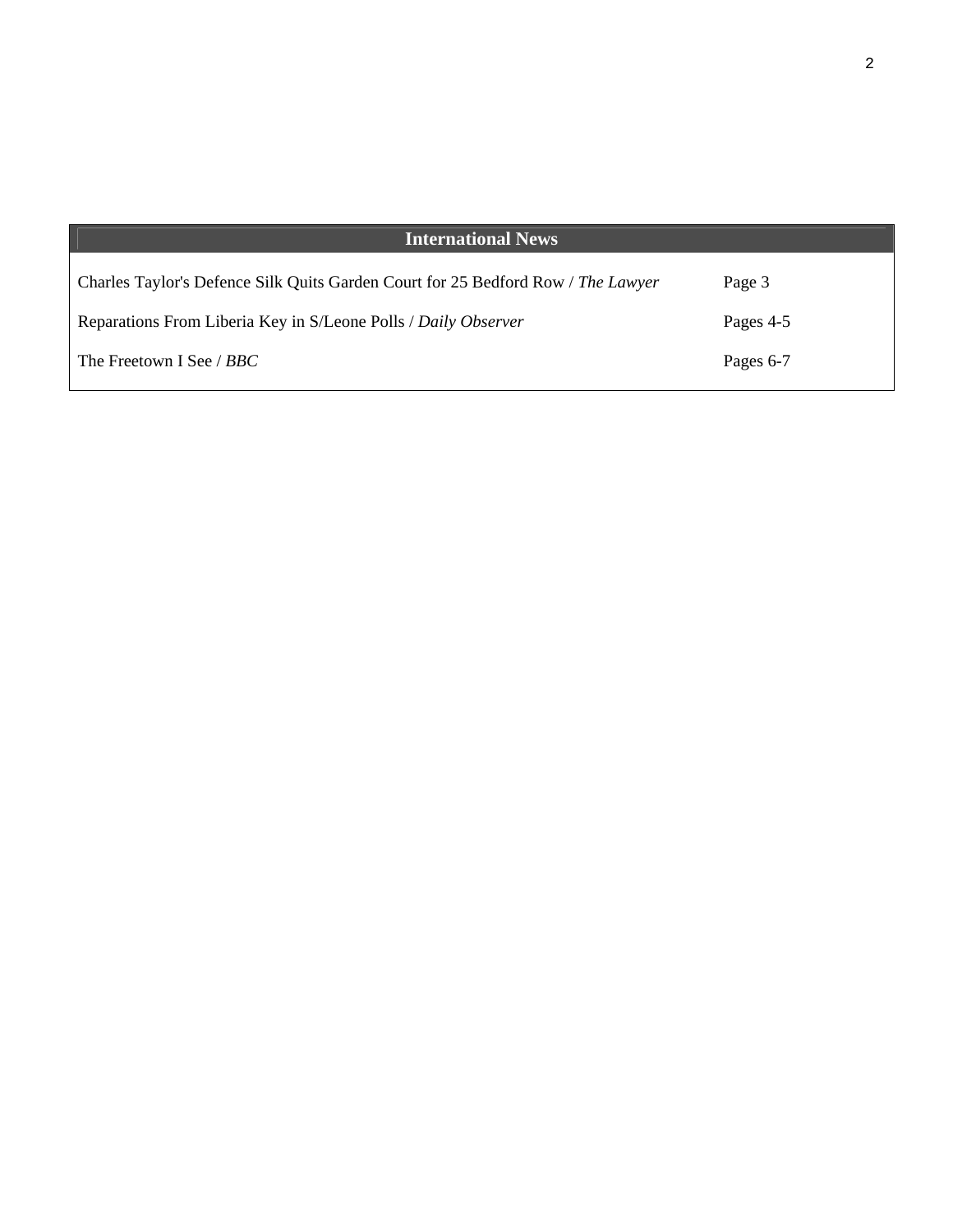| International News | |
| --- | --- |
| Charles Taylor's Defence Silk Quits Garden Court for 25 Bedford Row / *The Lawyer* | Page 3 |
| Reparations From Liberia Key in S/Leone Polls / *Daily Observer* | Pages 4-5 |
| The Freetown I See / *BBC* | Pages 6-7 |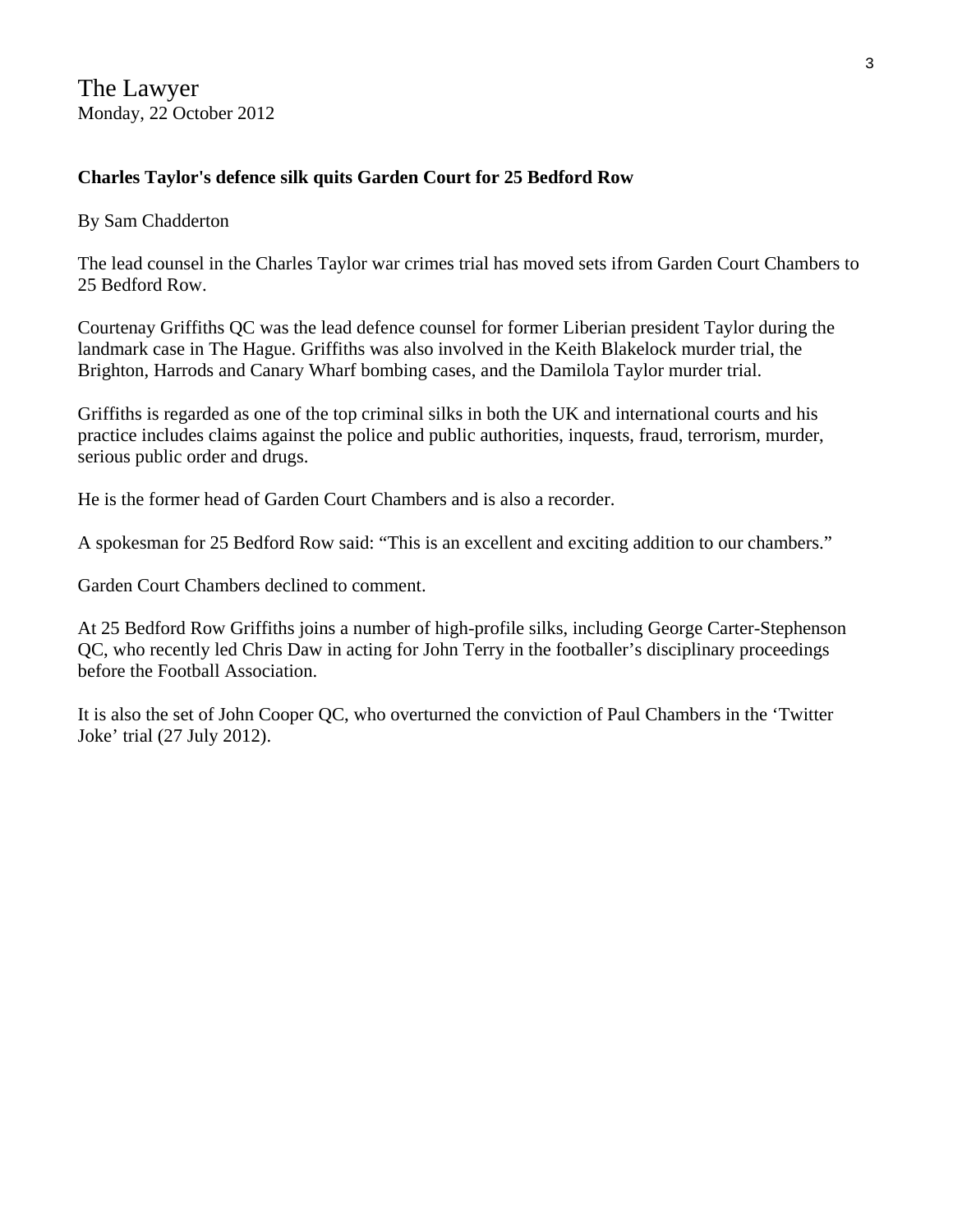The Lawyer
Monday, 22 October 2012

**Charles Taylor's defence silk quits Garden Court for 25 Bedford Row**

By Sam Chadderton

The lead counsel in the Charles Taylor war crimes trial has moved sets ifrom Garden Court Chambers to 25 Bedford Row.

Courtenay Griffiths QC was the lead defence counsel for former Liberian president Taylor during the landmark case in The Hague. Griffiths was also involved in the Keith Blakelock murder trial, the Brighton, Harrods and Canary Wharf bombing cases, and the Damilola Taylor murder trial.

Griffiths is regarded as one of the top criminal silks in both the UK and international courts and his practice includes claims against the police and public authorities, inquests, fraud, terrorism, murder, serious public order and drugs.

He is the former head of Garden Court Chambers and is also a recorder.

A spokesman for 25 Bedford Row said: "This is an excellent and exciting addition to our chambers."

Garden Court Chambers declined to comment.

At 25 Bedford Row Griffiths joins a number of high-profile silks, including George Carter-Stephenson QC, who recently led Chris Daw in acting for John Terry in the footballer's disciplinary proceedings before the Football Association.

It is also the set of John Cooper QC, who overturned the conviction of Paul Chambers in the 'Twitter Joke' trial (27 July 2012).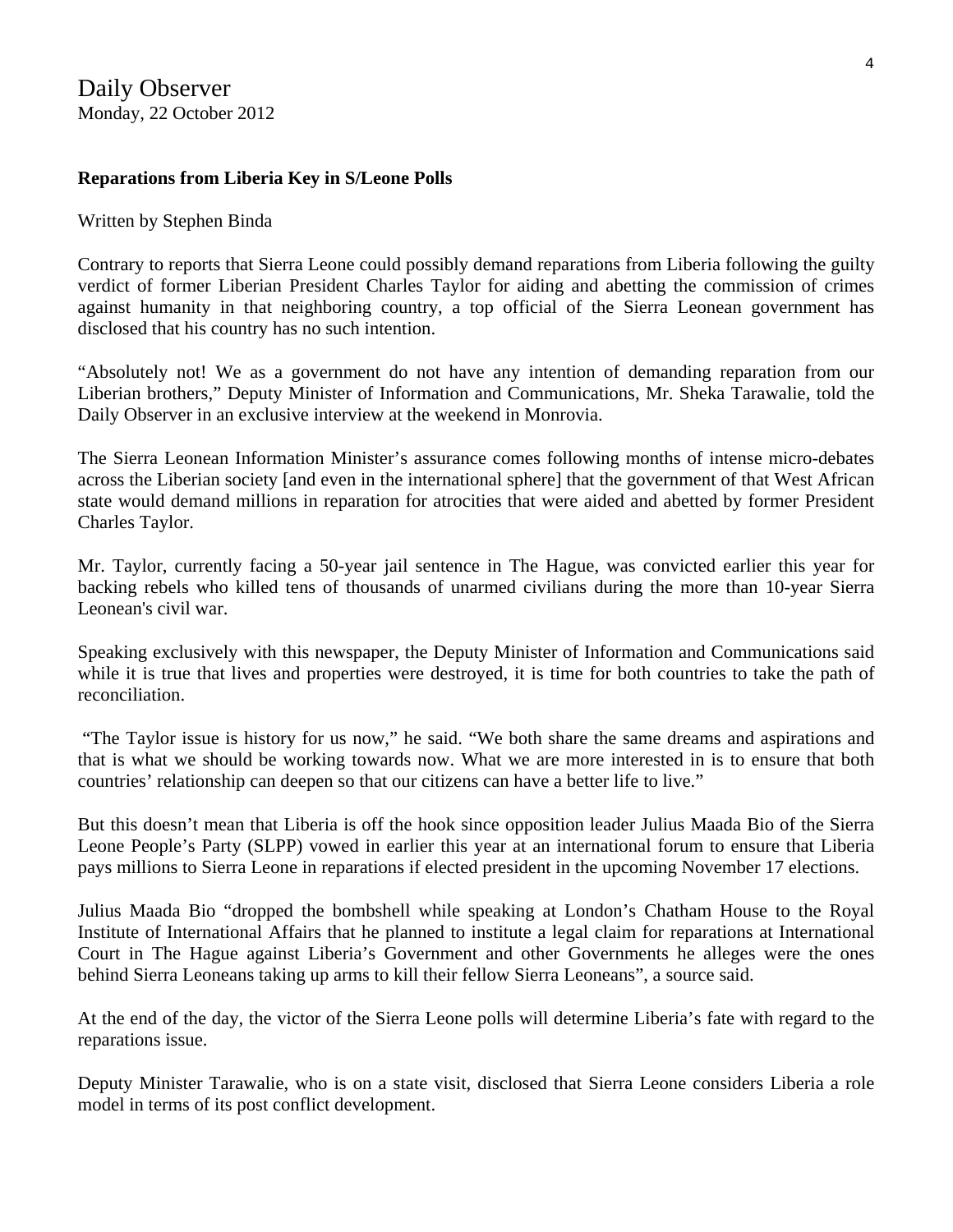Daily Observer
Monday, 22 October 2012

**Reparations from Liberia Key in S/Leone Polls**

Written by Stephen Binda

Contrary to reports that Sierra Leone could possibly demand reparations from Liberia following the guilty verdict of former Liberian President Charles Taylor for aiding and abetting the commission of crimes against humanity in that neighboring country, a top official of the Sierra Leonean government has disclosed that his country has no such intention.

"Absolutely not! We as a government do not have any intention of demanding reparation from our Liberian brothers," Deputy Minister of Information and Communications, Mr. Sheka Tarawalie, told the Daily Observer in an exclusive interview at the weekend in Monrovia.

The Sierra Leonean Information Minister's assurance comes following months of intense micro-debates across the Liberian society [and even in the international sphere] that the government of that West African state would demand millions in reparation for atrocities that were aided and abetted by former President Charles Taylor.

Mr. Taylor, currently facing a 50-year jail sentence in The Hague, was convicted earlier this year for backing rebels who killed tens of thousands of unarmed civilians during the more than 10-year Sierra Leonean's civil war.

Speaking exclusively with this newspaper, the Deputy Minister of Information and Communications said while it is true that lives and properties were destroyed, it is time for both countries to take the path of reconciliation.

"The Taylor issue is history for us now," he said. "We both share the same dreams and aspirations and that is what we should be working towards now. What we are more interested in is to ensure that both countries' relationship can deepen so that our citizens can have a better life to live."

But this doesn't mean that Liberia is off the hook since opposition leader Julius Maada Bio of the Sierra Leone People's Party (SLPP) vowed in earlier this year at an international forum to ensure that Liberia pays millions to Sierra Leone in reparations if elected president in the upcoming November 17 elections.

Julius Maada Bio "dropped the bombshell while speaking at London's Chatham House to the Royal Institute of International Affairs that he planned to institute a legal claim for reparations at International Court in The Hague against Liberia's Government and other Governments he alleges were the ones behind Sierra Leoneans taking up arms to kill their fellow Sierra Leoneans", a source said.

At the end of the day, the victor of the Sierra Leone polls will determine Liberia's fate with regard to the reparations issue.

Deputy Minister Tarawalie, who is on a state visit, disclosed that Sierra Leone considers Liberia a role model in terms of its post conflict development.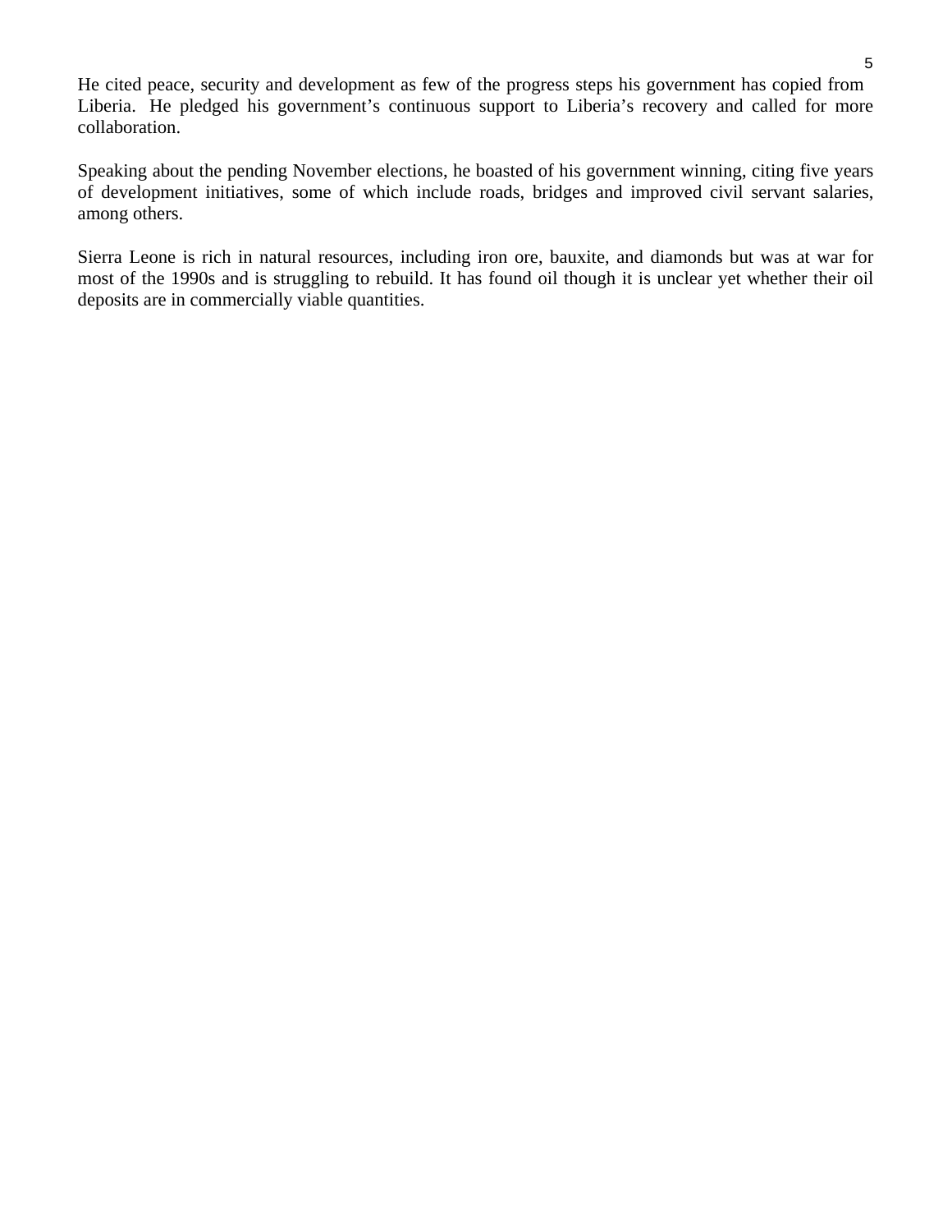He cited peace, security and development as few of the progress steps his government has copied from Liberia. He pledged his government's continuous support to Liberia's recovery and called for more collaboration.

Speaking about the pending November elections, he boasted of his government winning, citing five years of development initiatives, some of which include roads, bridges and improved civil servant salaries, among others.

Sierra Leone is rich in natural resources, including iron ore, bauxite, and diamonds but was at war for most of the 1990s and is struggling to rebuild. It has found oil though it is unclear yet whether their oil deposits are in commercially viable quantities.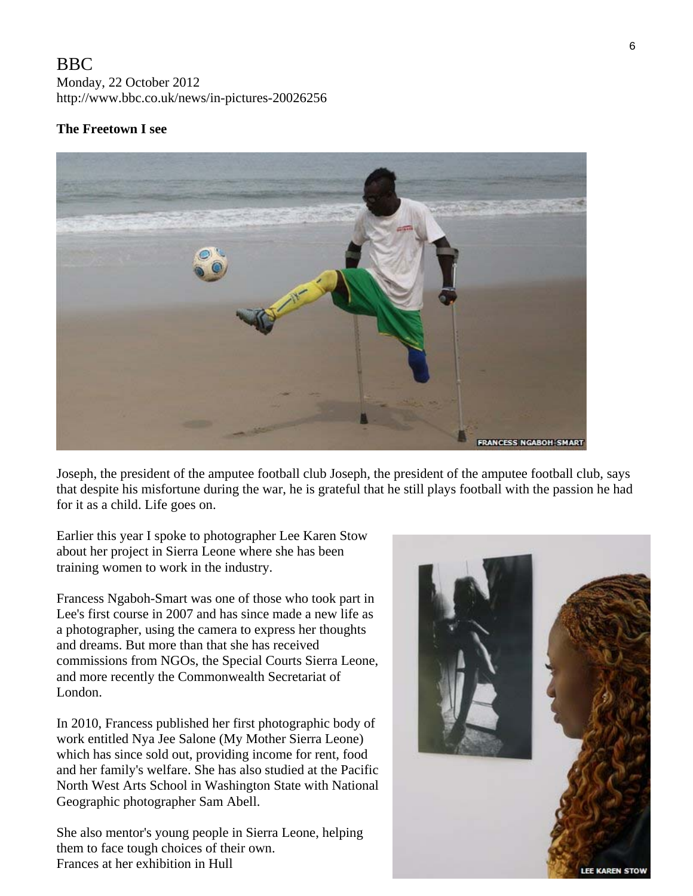BBC
Monday, 22 October 2012
http://www.bbc.co.uk/news/in-pictures-20026256

**The Freetown I see**

FRANCESS NGABOH-SMART

Joseph, the president of the amputee football club Joseph, the president of the amputee football club, says that despite his misfortune during the war, he is grateful that he still plays football with the passion he had for it as a child. Life goes on.

Earlier this year I spoke to photographer Lee Karen Stow about her project in Sierra Leone where she has been training women to work in the industry.

Francess Ngaboh-Smart was one of those who took part in Lee's first course in 2007 and has since made a new life as a photographer, using the camera to express her thoughts and dreams. But more than that she has received commissions from NGOs, the Special Courts Sierra Leone, and more recently the Commonwealth Secretariat of London.

In 2010, Francess published her first photographic body of work entitled Nya Jee Salone (My Mother Sierra Leone) which has since sold out, providing income for rent, food and her family's welfare. She has also studied at the Pacific North West Arts School in Washington State with National Geographic photographer Sam Abell.

She also mentor's young people in Sierra Leone, helping them to face tough choices of their own.
Frances at her exhibition in Hull

LEE KAREN STOW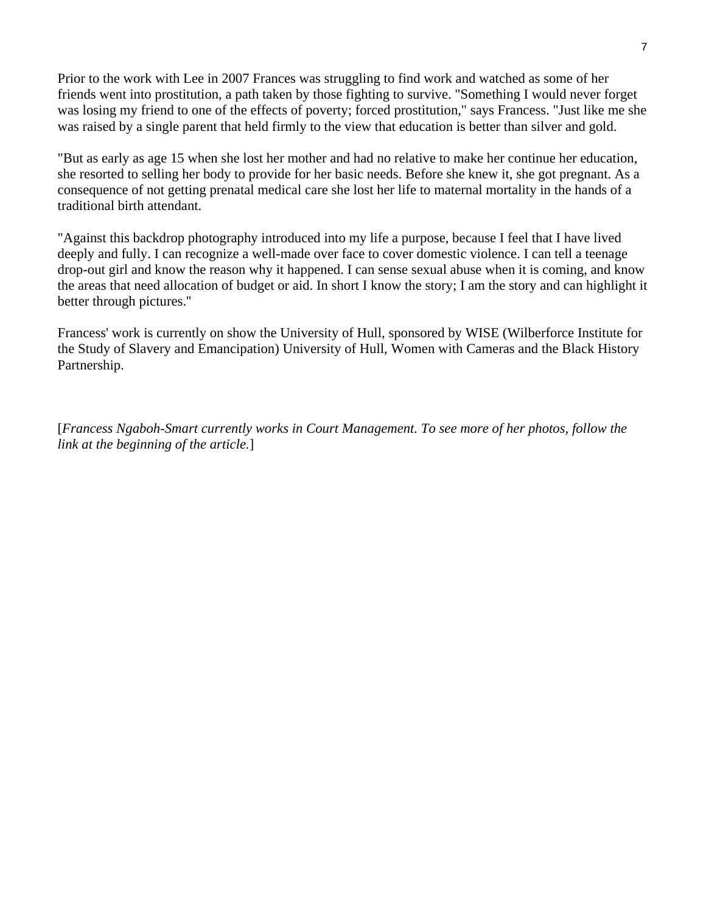Prior to the work with Lee in 2007 Frances was struggling to find work and watched as some of her friends went into prostitution, a path taken by those fighting to survive. "Something I would never forget was losing my friend to one of the effects of poverty; forced prostitution," says Francess. "Just like me she was raised by a single parent that held firmly to the view that education is better than silver and gold.

"But as early as age 15 when she lost her mother and had no relative to make her continue her education, she resorted to selling her body to provide for her basic needs. Before she knew it, she got pregnant. As a consequence of not getting prenatal medical care she lost her life to maternal mortality in the hands of a traditional birth attendant.

"Against this backdrop photography introduced into my life a purpose, because I feel that I have lived deeply and fully. I can recognize a well-made over face to cover domestic violence. I can tell a teenage drop-out girl and know the reason why it happened. I can sense sexual abuse when it is coming, and know the areas that need allocation of budget or aid. In short I know the story; I am the story and can highlight it better through pictures."

Francess' work is currently on show the University of Hull, sponsored by WISE (Wilberforce Institute for the Study of Slavery and Emancipation) University of Hull, Women with Cameras and the Black History Partnership.

[*Francess Ngaboh-Smart currently works in Court Management. To see more of her photos, follow the link at the beginning of the article.*]